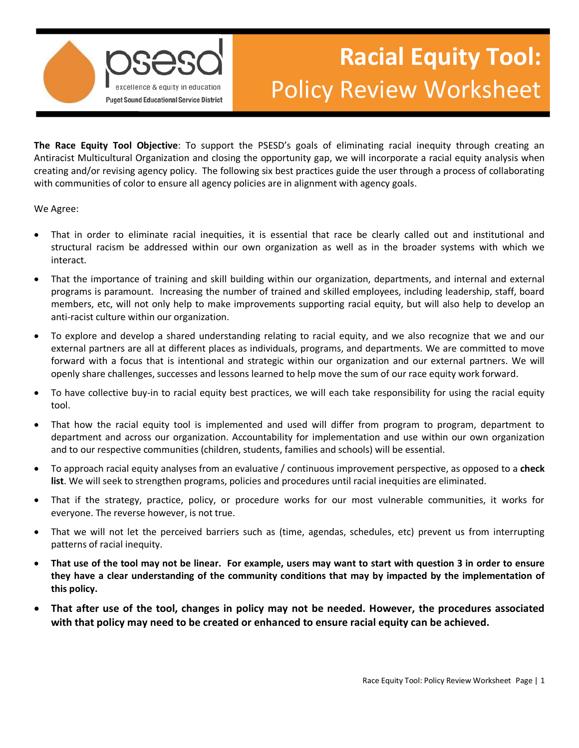psesd

excellence & equity in education

Puget Sound Educational Service District

# Racial Equity Tool: Policy Review Worksheet

**The Race Equity Tool Objective**: To support the PSESD's goals of eliminating racial inequity through creating an Antiracist Multicultural Organization and closing the opportunity gap, we will incorporate a racial equity analysis when creating and/or revising agency policy. The following six best practices guide the user through a process of collaborating with communities of color to ensure all agency policies are in alignment with agency goals.

We Agree:

- That in order to eliminate racial inequities, it is essential that race be clearly called out and institutional and structural racism be addressed within our own organization as well as in the broader systems with which we interact.
- That the importance of training and skill building within our organization, departments, and internal and external programs is paramount. Increasing the number of trained and skilled employees, including leadership, staff, board members, etc, will not only help to make improvements supporting racial equity, but will also help to develop an anti-racist culture within our organization.
- To explore and develop a shared understanding relating to racial equity, and we also recognize that we and our external partners are all at different places as individuals, programs, and departments. We are committed to move forward with a focus that is intentional and strategic within our organization and our external partners. We will openly share challenges, successes and lessons learned to help move the sum of our race equity work forward.
- To have collective buy-in to racial equity best practices, we will each take responsibility for using the racial equity tool.
- That how the racial equity tool is implemented and used will differ from program to program, department to department and across our organization. Accountability for implementation and use within our own organization and to our respective communities (children, students, families and schools) will be essential.
- To approach racial equity analyses from an evaluative / continuous improvement perspective, as opposed to a **check list**. We will seek to strengthen programs, policies and procedures until racial inequities are eliminated.
- That if the strategy, practice, policy, or procedure works for our most vulnerable communities, it works for everyone. The reverse however, is not true.
- That we will not let the perceived barriers such as (time, agendas, schedules, etc) prevent us from interrupting patterns of racial inequity.
- **That use of the tool may not be linear. For example, users may want to start with question 3 in order to ensure they have a clear understanding of the community conditions that may by impacted by the implementation of this policy.**
- **That after use of the tool, changes in policy may not be needed. However, the procedures associated with that policy may need to be created or enhanced to ensure racial equity can be achieved.**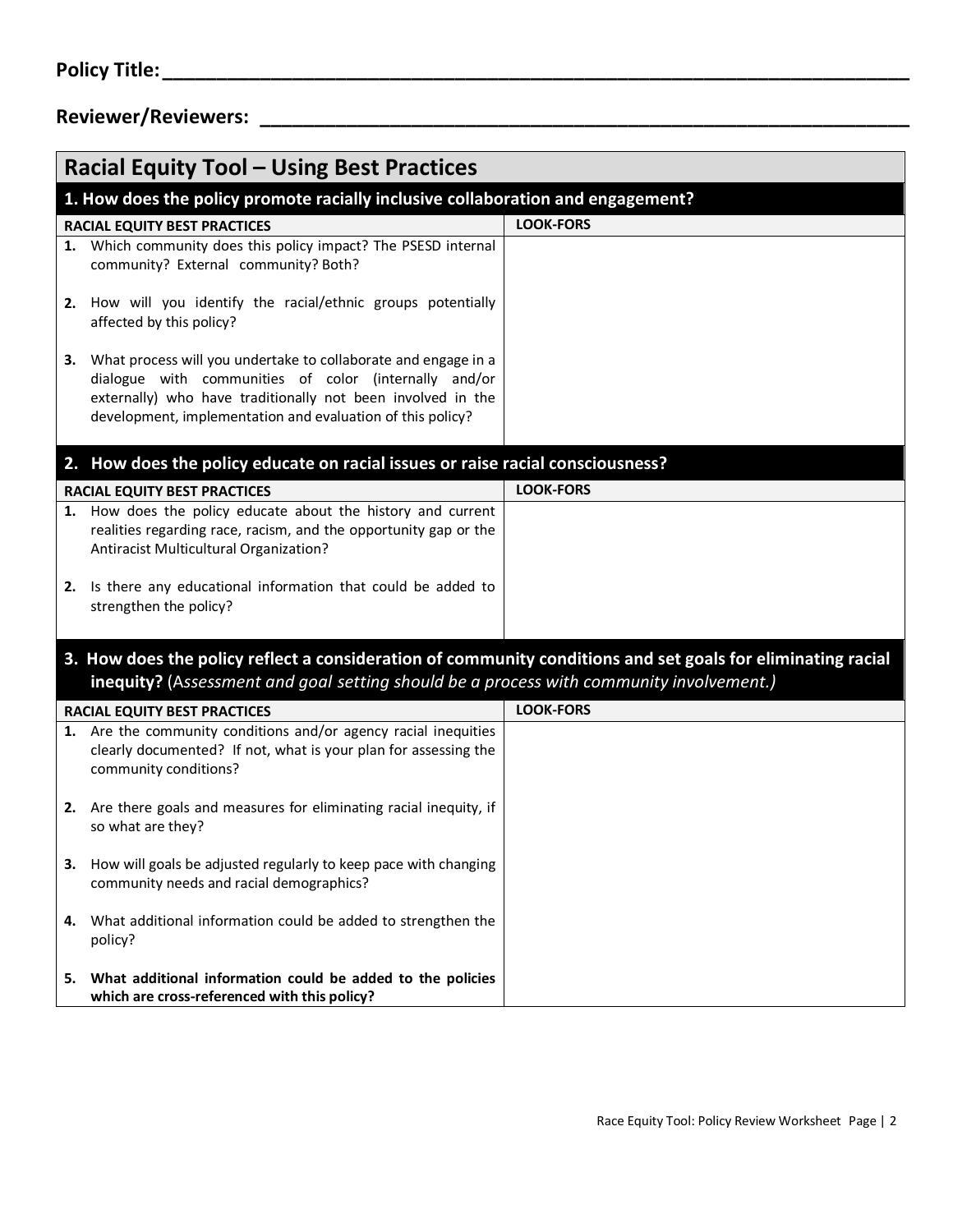**Policy Title:**\_\_\_\_\_\_\_\_\_\_\_\_\_\_\_\_\_\_\_\_\_\_\_\_\_\_\_\_\_\_\_\_\_\_\_\_\_\_\_\_\_\_\_\_\_\_\_\_\_\_\_\_\_\_\_\_\_\_\_\_\_\_\_\_

**Reviewer/Reviewers:** \_\_\_\_\_\_\_\_\_\_\_\_\_\_\_\_\_\_\_\_\_\_\_\_\_\_\_\_\_\_\_\_\_\_\_\_\_\_\_\_\_\_\_\_\_\_\_\_\_\_\_\_\_\_\_\_\_\_

## Racial Equity Tool – Using Best Practices

### 1. How does the policy promote racially inclusive collaboration and engagement?

| RACIAL EQUITY BEST PRACTICES | LOOK-FORS |
|---|---|
| 1. Which community does this policy impact? The PSESD internal community? External community? Both?<br><br>2. How will you identify the racial/ethnic groups potentially affected by this policy?<br><br>3. What process will you undertake to collaborate and engage in a dialogue with communities of color (internally and/or externally) who have traditionally not been involved in the development, implementation and evaluation of this policy? | |

### 2. How does the policy educate on racial issues or raise racial consciousness?

| RACIAL EQUITY BEST PRACTICES | LOOK-FORS |
|---|---|
| 1. How does the policy educate about the history and current realities regarding race, racism, and the opportunity gap or the Antiracist Multicultural Organization?<br><br>2. Is there any educational information that could be added to strengthen the policy? | |

### 3. How does the policy reflect a consideration of community conditions and set goals for eliminating racial inequity? (*Assessment and goal setting should be a process with community involvement.)*

| RACIAL EQUITY BEST PRACTICES | LOOK-FORS |
|---|---|
| 1. Are the community conditions and/or agency racial inequities clearly documented? If not, what is your plan for assessing the community conditions?<br><br>2. Are there goals and measures for eliminating racial inequity, if so what are they?<br><br>3. How will goals be adjusted regularly to keep pace with changing community needs and racial demographics?<br><br>4. What additional information could be added to strengthen the policy?<br><br>5. **What additional information could be added to the policies which are cross-referenced with this policy?** | |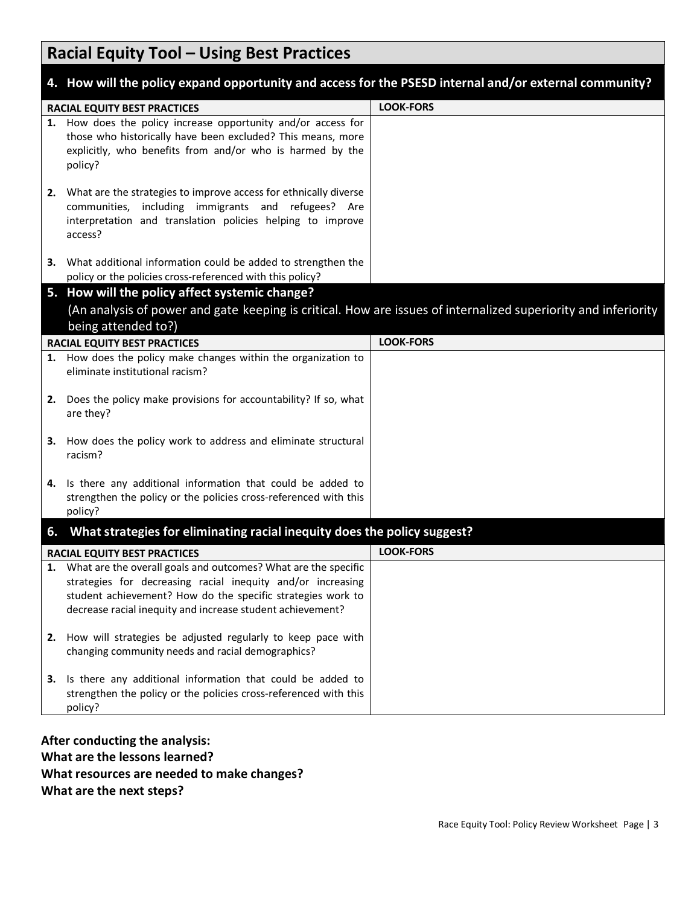# Racial Equity Tool – Using Best Practices

## 4. How will the policy expand opportunity and access for the PSESD internal and/or external community?

| RACIAL EQUITY BEST PRACTICES | LOOK-FORS |
|---|---|
| 1. How does the policy increase opportunity and/or access for those who historically have been excluded? This means, more explicitly, who benefits from and/or who is harmed by the policy? | |
| 2. What are the strategies to improve access for ethnically diverse communities, including immigrants and refugees? Are interpretation and translation policies helping to improve access? | |
| 3. What additional information could be added to strengthen the policy or the policies cross-referenced with this policy? | |

## 5. How will the policy affect systemic change?

(An analysis of power and gate keeping is critical. How are issues of internalized superiority and inferiority being attended to?)

| RACIAL EQUITY BEST PRACTICES | LOOK-FORS |
|---|---|
| 1. How does the policy make changes within the organization to eliminate institutional racism? | |
| 2. Does the policy make provisions for accountability? If so, what are they? | |
| 3. How does the policy work to address and eliminate structural racism? | |
| 4. Is there any additional information that could be added to strengthen the policy or the policies cross-referenced with this policy? | |

## 6. What strategies for eliminating racial inequity does the policy suggest?

| RACIAL EQUITY BEST PRACTICES | LOOK-FORS |
|---|---|
| 1. What are the overall goals and outcomes? What are the specific strategies for decreasing racial inequity and/or increasing student achievement? How do the specific strategies work to decrease racial inequity and increase student achievement? | |
| 2. How will strategies be adjusted regularly to keep pace with changing community needs and racial demographics? | |
| 3. Is there any additional information that could be added to strengthen the policy or the policies cross-referenced with this policy? | |

**After conducting the analysis:**
**What are the lessons learned?**
**What resources are needed to make changes?**
**What are the next steps?**